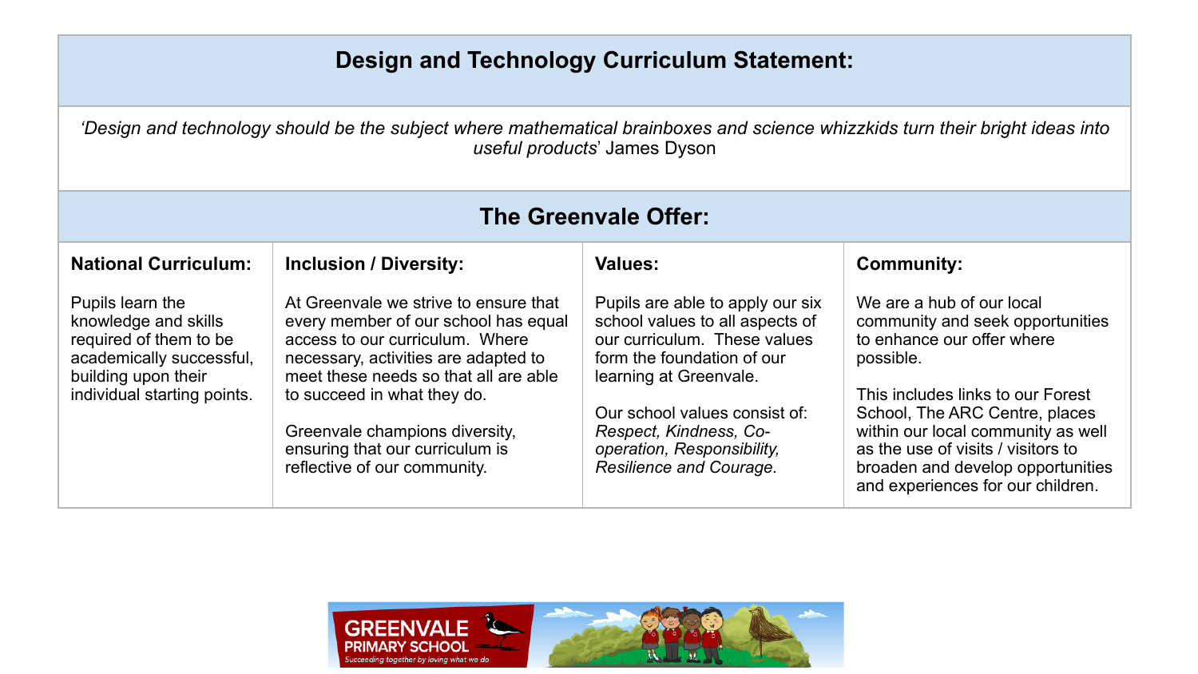# Design and Technology Curriculum Statement:

*'Design and technology should be the subject where mathematical brainboxes and science whizzkids turn their bright ideas into useful products'* James Dyson

## The Greenvale Offer:

| National Curriculum: | Inclusion / Diversity: | Values: | Community: |
|---|---|---|---|
| Pupils learn the knowledge and skills required of them to be academically successful, building upon their individual starting points. | At Greenvale we strive to ensure that every member of our school has equal access to our curriculum. Where necessary, activities are adapted to meet these needs so that all are able to succeed in what they do.<br><br>Greenvale champions diversity, ensuring that our curriculum is reflective of our community. | Pupils are able to apply our six school values to all aspects of our curriculum. These values form the foundation of our learning at Greenvale.<br><br>Our school values consist of: *Respect, Kindness, Co-operation, Responsibility, Resilience and Courage.* | We are a hub of our local community and seek opportunities to enhance our offer where possible.<br><br>This includes links to our Forest School, The ARC Centre, places within our local community as well as the use of visits / visitors to broaden and develop opportunities and experiences for our children. |

GREENVALE PRIMARY SCHOOL
*Succeeding together by loving what we do*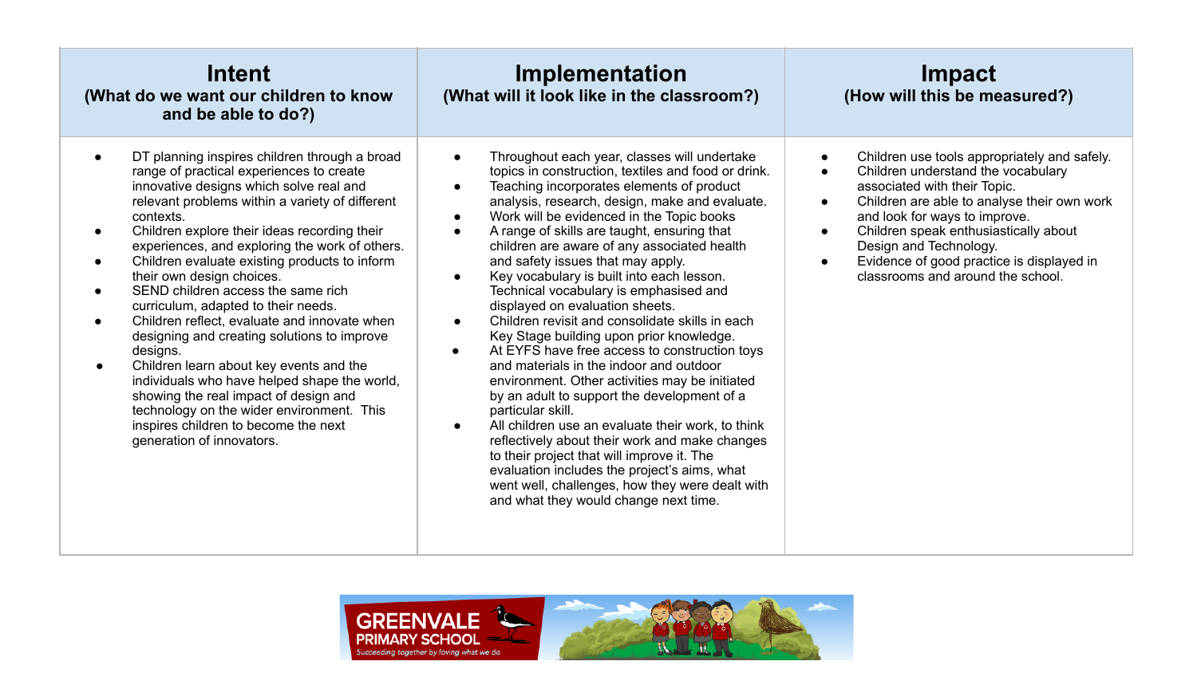| Intent<br>(What do we want our children to know and be able to do?) | Implementation<br>(What will it look like in the classroom?) | Impact<br>(How will this be measured?) |
|---|---|---|
| • DT planning inspires children through a broad range of practical experiences to create innovative designs which solve real and relevant problems within a variety of different contexts.<br>• Children explore their ideas recording their experiences, and exploring the work of others.<br>• Children evaluate existing products to inform their own design choices.<br>• SEND children access the same rich curriculum, adapted to their needs.<br>• Children reflect, evaluate and innovate when designing and creating solutions to improve designs.<br>• Children learn about key events and the individuals who have helped shape the world, showing the real impact of design and technology on the wider environment. This inspires children to become the next generation of innovators. | • Throughout each year, classes will undertake topics in construction, textiles and food or drink.<br>• Teaching incorporates elements of product analysis, research, design, make and evaluate.<br>• Work will be evidenced in the Topic books<br>• A range of skills are taught, ensuring that children are aware of any associated health and safety issues that may apply.<br>• Key vocabulary is built into each lesson. Technical vocabulary is emphasised and displayed on evaluation sheets.<br>• Children revisit and consolidate skills in each Key Stage building upon prior knowledge.<br>• At EYFS have free access to construction toys and materials in the indoor and outdoor environment. Other activities may be initiated by an adult to support the development of a particular skill.<br>• All children use an evaluate their work, to think reflectively about their work and make changes to their project that will improve it. The evaluation includes the project's aims, what went well, challenges, how they were dealt with and what they would change next time. | • Children use tools appropriately and safely.<br>• Children understand the vocabulary associated with their Topic.<br>• Children are able to analyse their own work and look for ways to improve.<br>• Children speak enthusiastically about Design and Technology.<br>• Evidence of good practice is displayed in classrooms and around the school. |

GREENVALE PRIMARY SCHOOL
Succeeding together by loving what we do